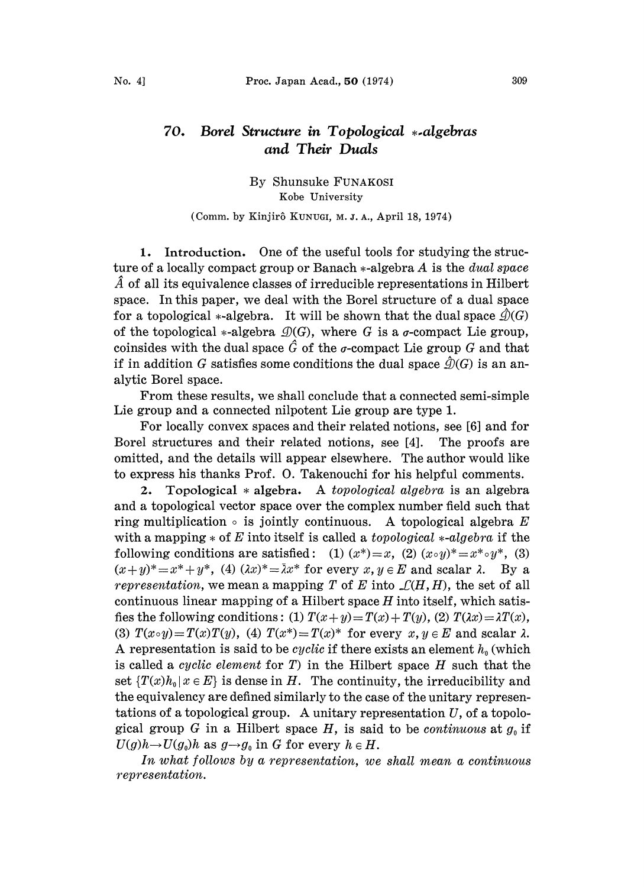# 70. Borel Structure in Topological *-algebras and Their Duals

By Shunsuke FUNAKOSI

Kobe University

(Comm. by Kinjirô KUNUGI, M. J. A., April 18, 1974)

**1. Introduction.** One of the useful tools for studying the structure of a locally compact group or Banach *-algebra $A$ is the *dual space* $\hat{A}$ of all its equivalence classes of irreducible representations in Hilbert space. In this paper, we deal with the Borel structure of a dual space for a topological *-algebra. It will be shown that the dual space $\hat{\mathcal{D}}(G)$ of the topological *-algebra $\mathcal{D}(G)$, where $G$ is a $\sigma$-compact Lie group, coinsides with the dual space $\hat{G}$ of the $\sigma$-compact Lie group $G$ and that if in addition $G$ satisfies some conditions the dual space $\hat{\mathcal{D}}(G)$ is an analytic Borel space.

From these results, we shall conclude that a connected semi-simple Lie group and a connected nilpotent Lie group are type 1.

For locally convex spaces and their related notions, see [6] and for Borel structures and their related notions, see [4]. The proofs are omitted, and the details will appear elsewhere. The author would like to express his thanks Prof. O. Takenouchi for his helpful comments.

**2. Topological * algebra.** A *topological algebra* is an algebra and a topological vector space over the complex number field such that ring multiplication $\circ$ is jointly continuous. A topological algebra $E$ with a mapping $*$ of $E$ into itself is called a *topological *-algebra* if the following conditions are satisfied: (1) $(x^*)=x$, (2) $(x\circ y)^*=x^*\circ y^*$, (3) $(x+y)^*=x^*+y^*$, (4) $(\lambda x)^*=\bar{\lambda}x^*$ for every $x, y \in E$ and scalar $\lambda$. By a *representation*, we mean a mapping $T$ of $E$ into $\mathcal{L}(H, H)$, the set of all continuous linear mapping of a Hilbert space $H$ into itself, which satisfies the following conditions: (1) $T(x+y)=T(x)+T(y)$, (2) $T(\lambda x)=\lambda T(x)$, (3) $T(x\circ y)=T(x)T(y)$, (4) $T(x^*)=T(x)^*$ for every $x, y \in E$ and scalar $\lambda$. A representation is said to be *cyclic* if there exists an element $h_0$ (which is called a *cyclic element* for $T$) in the Hilbert space $H$ such that the set $\{T(x)h_0 \mid x \in E\}$ is dense in $H$. The continuity, the irreducibility and the equivalency are defined similarly to the case of the unitary representations of a topological group. A unitary representation $U$, of a topological group $G$ in a Hilbert space $H$, is said to be *continuous* at $g_0$ if $U(g)h \to U(g_0)h$ as $g \to g_0$ in $G$ for every $h \in H$.

*In what follows by a representation, we shall mean a continuous representation.*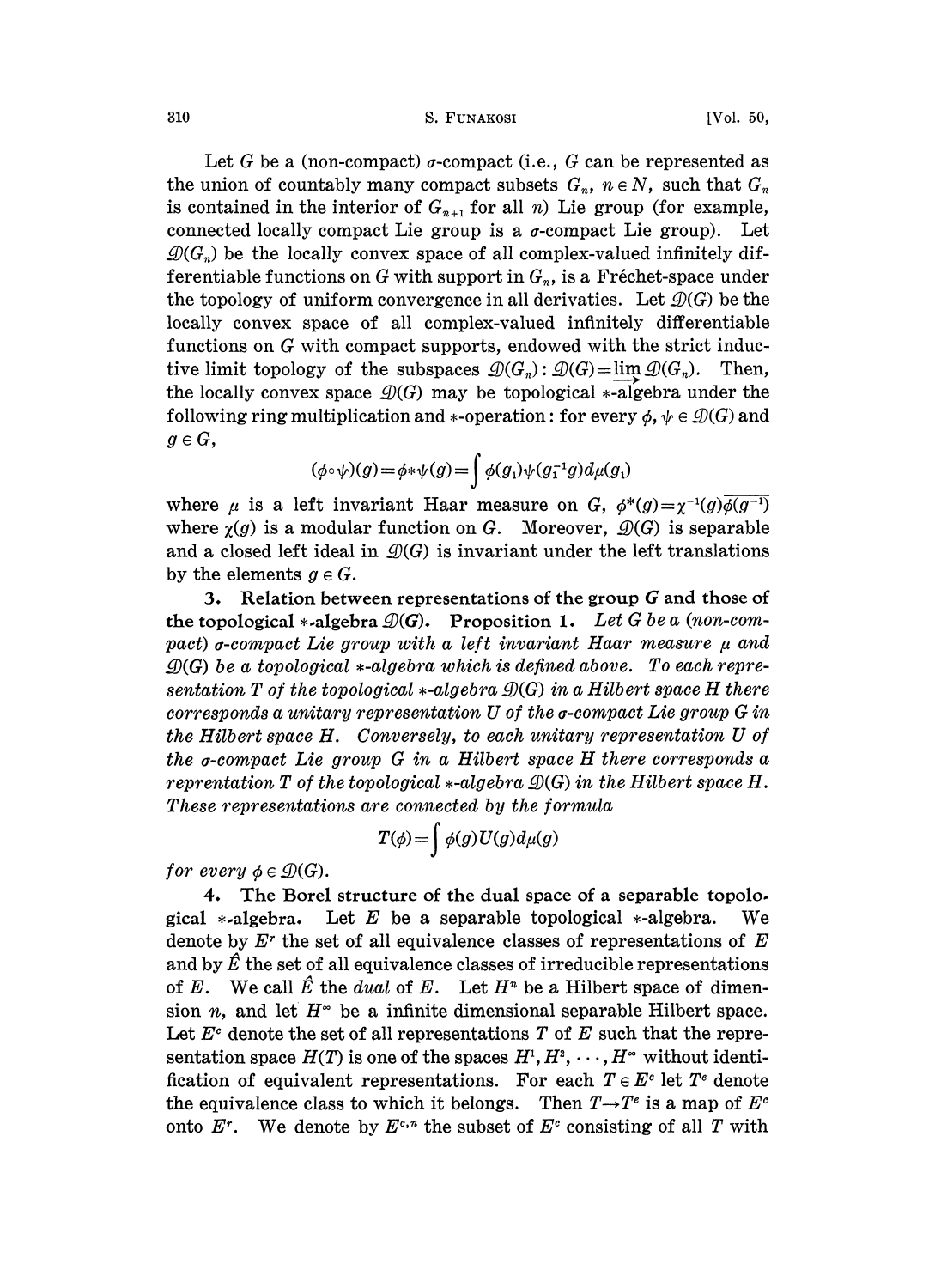Let $G$ be a (non-compact) $\sigma$-compact (i.e., $G$ can be represented as the union of countably many compact subsets $G_n$, $n \in N$, such that $G_n$ is contained in the interior of $G_{n+1}$ for all $n$) Lie group (for example, connected locally compact Lie group is a $\sigma$-compact Lie group). Let $\mathcal{D}(G_n)$ be the locally convex space of all complex-valued infinitely differentiable functions on $G$ with support in $G_n$, is a Fréchet-space under the topology of uniform convergence in all derivaties. Let $\mathcal{D}(G)$ be the locally convex space of all complex-valued infinitely differentiable functions on $G$ with compact supports, endowed with the strict inductive limit topology of the subspaces $\mathcal{D}(G_n)$: $\mathcal{D}(G) = \varinjlim \mathcal{D}(G_n)$. Then, the locally convex space $\mathcal{D}(G)$ may be topological $*$-algebra under the following ring multiplication and $*$-operation: for every $\phi, \psi \in \mathcal{D}(G)$ and $g \in G$,

$$(\phi \circ \psi)(g) = \phi * \psi(g) = \int \phi(g_1)\psi(g_1^{-1}g)d\mu(g_1)$$

where $\mu$ is a left invariant Haar measure on $G$, $\phi^*(g) = \chi^{-1}(g)\overline{\phi(g^{-1})}$ where $\chi(g)$ is a modular function on $G$. Moreover, $\mathcal{D}(G)$ is separable and a closed left ideal in $\mathcal{D}(G)$ is invariant under the left translations by the elements $g \in G$.

**3. Relation between representations of the group $G$ and those of the topological $*$-algebra $\mathcal{D}(G)$.** **Proposition 1.** *Let $G$ be a (non-compact) $\sigma$-compact Lie group with a left invariant Haar measure $\mu$ and $\mathcal{D}(G)$ be a topological $*$-algebra which is defined above. To each representation $T$ of the topological $*$-algebra $\mathcal{D}(G)$ in a Hilbert space $H$ there corresponds a unitary representation $U$ of the $\sigma$-compact Lie group $G$ in the Hilbert space $H$. Conversely, to each unitary representation $U$ of the $\sigma$-compact Lie group $G$ in a Hilbert space $H$ there corresponds a reprentation $T$ of the topological $*$-algebra $\mathcal{D}(G)$ in the Hilbert space $H$. These representations are connected by the formula*

$$T(\phi) = \int \phi(g)U(g)d\mu(g)$$

*for every $\phi \in \mathcal{D}(G)$.*

**4. The Borel structure of the dual space of a separable topological $*$-algebra.** Let $E$ be a separable topological $*$-algebra. We denote by $E^r$ the set of all equivalence classes of representations of $E$ and by $\hat{E}$ the set of all equivalence classes of irreducible representations of $E$. We call $\hat{E}$ the *dual* of $E$. Let $H^n$ be a Hilbert space of dimension $n$, and let $H^\infty$ be a infinite dimensional separable Hilbert space. Let $E^c$ denote the set of all representations $T$ of $E$ such that the representation space $H(T)$ is one of the spaces $H^1, H^2, \cdots, H^\infty$ without identification of equivalent representations. For each $T \in E^c$ let $T^e$ denote the equivalence class to which it belongs. Then $T \to T^e$ is a map of $E^c$ onto $E^r$. We denote by $E^{c,n}$ the subset of $E^c$ consisting of all $T$ with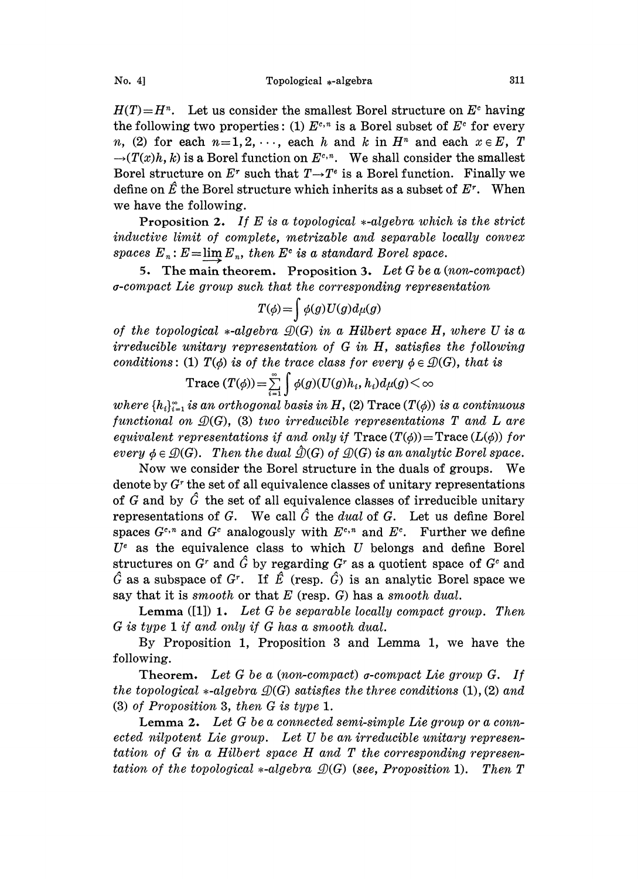$H(T)=H^n$. Let us consider the smallest Borel structure on $E^c$ having the following two properties: (1) $E^{c,n}$ is a Borel subset of $E^c$ for every $n$, (2) for each $n=1,2,\cdots$, each $h$ and $k$ in $H^n$ and each $x\in E$, $T\to(T(x)h,k)$ is a Borel function on $E^{c,n}$. We shall consider the smallest Borel structure on $E^r$ such that $T\to T^e$ is a Borel function. Finally we define on $\hat{E}$ the Borel structure which inherits as a subset of $E^r$. When we have the following.

**Proposition 2.** *If $E$ is a topological $*$-algebra which is the strict inductive limit of complete, metrizable and separable locally convex spaces $E_n$: $E=\varinjlim E_n$, then $E^c$ is a standard Borel space.*

**5. The main theorem.** **Proposition 3.** *Let $G$ be a (non-compact) $\sigma$-compact Lie group such that the corresponding representation*

$$T(\phi)=\int\phi(g)U(g)d\mu(g)$$

*of the topological $*$-algebra $\mathcal{D}(G)$ in a Hilbert space $H$, where $U$ is a irreducible unitary representation of $G$ in $H$, satisfies the following conditions: (1) $T(\phi)$ is of the trace class for every $\phi\in\mathcal{D}(G)$, that is*

$$\mathrm{Trace}\,(T(\phi))=\sum_{i=1}^{\infty}\int\phi(g)(U(g)h_i,h_i)d\mu(g)<\infty$$

*where $\{h_i\}_{i=1}^{\infty}$ is an orthogonal basis in $H$, (2) $\mathrm{Trace}\,(T(\phi))$ is a continuous functional on $\mathcal{D}(G)$, (3) two irreducible representations $T$ and $L$ are equivalent representations if and only if $\mathrm{Trace}\,(T(\phi))=\mathrm{Trace}\,(L(\phi))$ for every $\phi\in\mathcal{D}(G)$. Then the dual $\hat{\mathcal{D}}(G)$ of $\mathcal{D}(G)$ is an analytic Borel space.*

Now we consider the Borel structure in the duals of groups. We denote by $G^r$ the set of all equivalence classes of unitary representations of $G$ and by $\hat{G}$ the set of all equivalence classes of irreducible unitary representations of $G$. We call $\hat{G}$ the *dual* of $G$. Let us define Borel spaces $G^{c,n}$ and $G^c$ analogously with $E^{c,n}$ and $E^c$. Further we define $U^e$ as the equivalence class to which $U$ belongs and define Borel structures on $G^r$ and $\hat{G}$ by regarding $G^r$ as a quotient space of $G^c$ and $\hat{G}$ as a subspace of $G^r$. If $\hat{E}$ (resp. $\hat{G}$) is an analytic Borel space we say that it is *smooth* or that $E$ (resp. $G$) has a *smooth dual*.

**Lemma** ([1]) **1.** *Let $G$ be separable locally compact group. Then $G$ is type 1 if and only if $G$ has a smooth dual.*

By Proposition 1, Proposition 3 and Lemma 1, we have the following.

**Theorem.** *Let $G$ be a (non-compact) $\sigma$-compact Lie group $G$. If the topological $*$-algebra $\mathcal{D}(G)$ satisfies the three conditions (1), (2) and (3) of Proposition 3, then $G$ is type 1.*

**Lemma 2.** *Let $G$ be a connected semi-simple Lie group or a connected nilpotent Lie group. Let $U$ be an irreducible unitary representation of $G$ in a Hilbert space $H$ and $T$ the corresponding representation of the topological $*$-algebra $\mathcal{D}(G)$ (see, Proposition 1). Then $T$*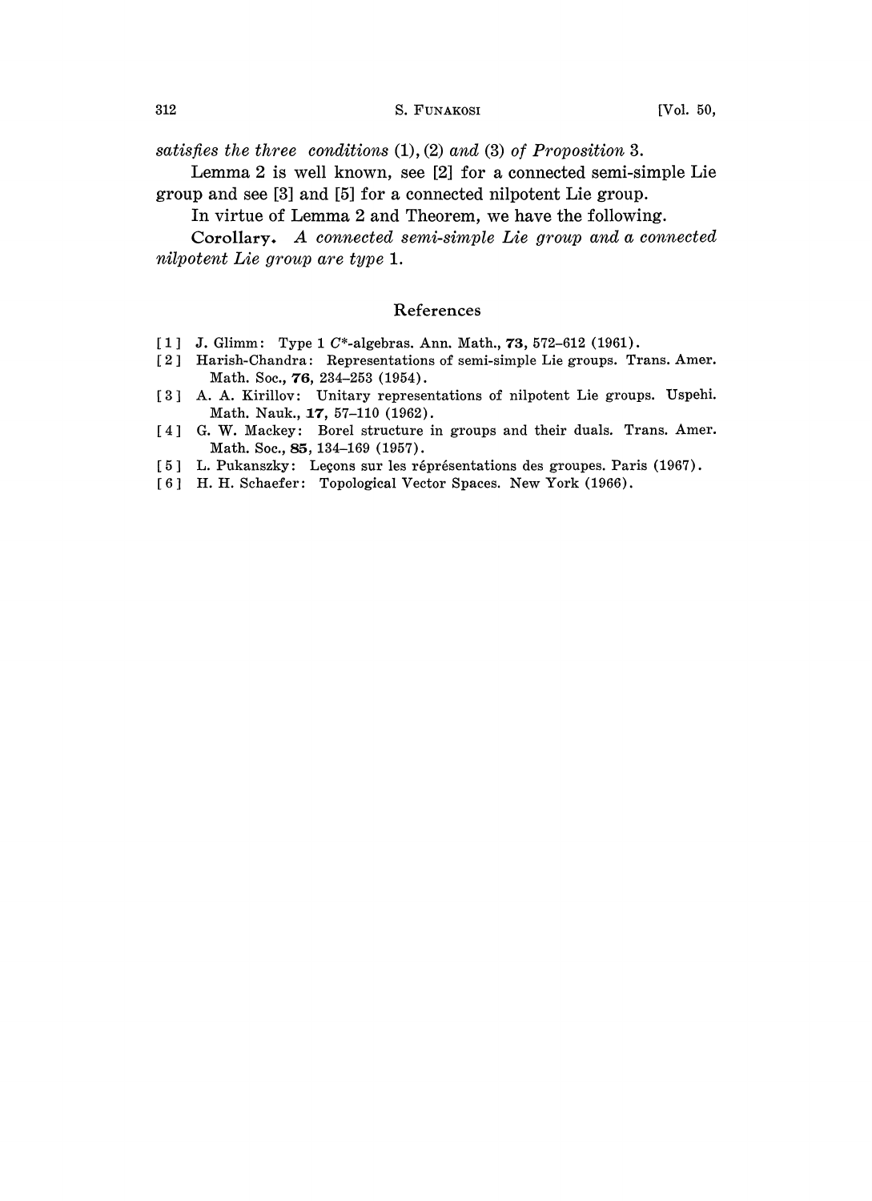*satisfies the three conditions* (1), (2) *and* (3) *of Proposition* 3.

Lemma 2 is well known, see [2] for a connected semi-simple Lie group and see [3] and [5] for a connected nilpotent Lie group.

In virtue of Lemma 2 and Theorem, we have the following.

**Corollary.** *A connected semi-simple Lie group and a connected nilpotent Lie group are type* 1.

## References

[1] J. Glimm: Type 1 $C^*$-algebras. Ann. Math., **73**, 572–612 (1961).

[2] Harish-Chandra: Representations of semi-simple Lie groups. Trans. Amer. Math. Soc., **76**, 234–253 (1954).

[3] A. A. Kirillov: Unitary representations of nilpotent Lie groups. Uspehi. Math. Nauk., **17**, 57–110 (1962).

[4] G. W. Mackey: Borel structure in groups and their duals. Trans. Amer. Math. Soc., **85**, 134–169 (1957).

[5] L. Pukanszky: Leçons sur les réprésentations des groupes. Paris (1967).

[6] H. H. Schaefer: Topological Vector Spaces. New York (1966).